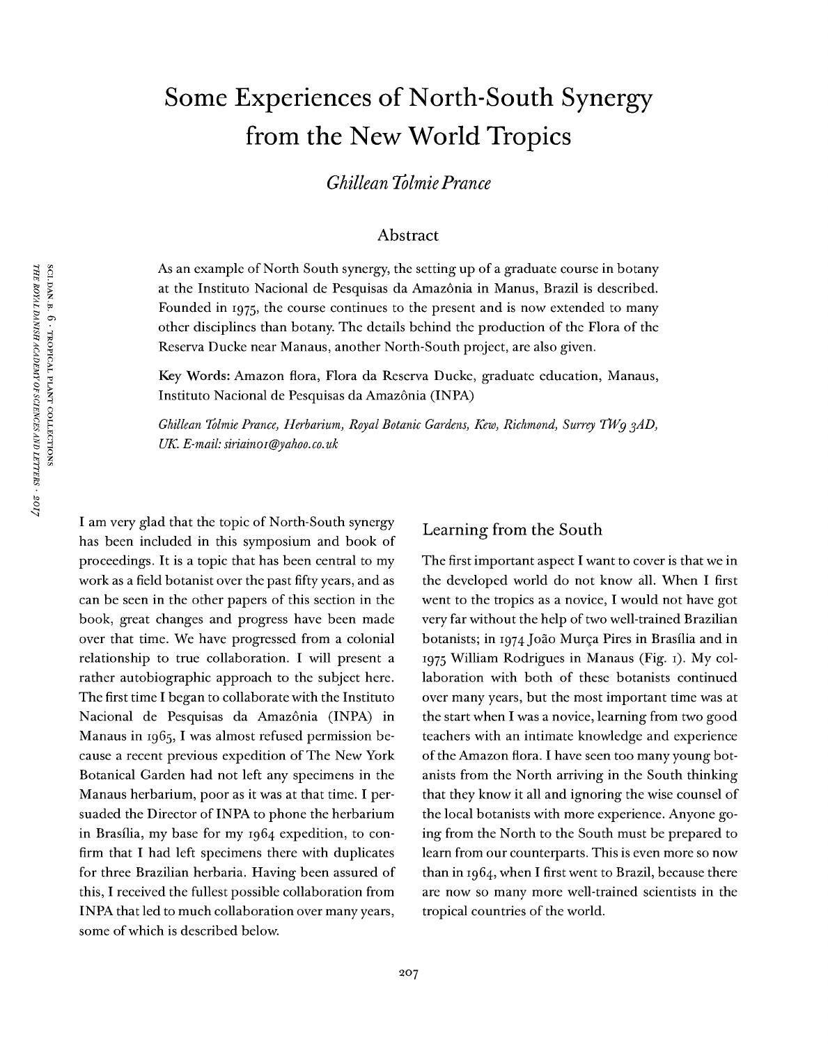# Some Experiences of North-South Synergy from the New World Tropics

*Ghillean Tolmie Prance*

## Abstract

As an example of North South synergy, the setting up of a graduate course in botany at the Instituto Nacional de Pesquisas da Amazônia in Manus, Brazil is described. Founded in 1975, the course continues to the present and is now extended to many other disciplines than botany. The details behind the production of the Flora of the Reserva Ducke near Manaus, another North-South project, are also given.

**Key Words:** Amazon flora, Flora da Reserva Ducke, graduate education, Manaus, Instituto Nacional de Pesquisas da Amazônia (INPA)

*Ghillean Tolmie Prance, Herbarium, Royal Botanic Gardens, Kew, Richmond, Surrey TW9 3AD, UK. E-mail: siriain01@yahoo.co.uk*

I am very glad that the topic of North-South synergy has been included in this symposium and book of proceedings. It is a topic that has been central to my work as a field botanist over the past fifty years, and as can be seen in the other papers of this section in the book, great changes and progress have been made over that time. We have progressed from a colonial relationship to true collaboration. I will present a rather autobiographic approach to the subject here. The first time I began to collaborate with the Instituto Nacional de Pesquisas da Amazônia (INPA) in Manaus in 1965, I was almost refused permission because a recent previous expedition of The New York Botanical Garden had not left any specimens in the Manaus herbarium, poor as it was at that time. I persuaded the Director of INPA to phone the herbarium in Brasília, my base for my 1964 expedition, to confirm that I had left specimens there with duplicates for three Brazilian herbaria. Having been assured of this, I received the fullest possible collaboration from INPA that led to much collaboration over many years, some of which is described below.

## Learning from the South

The first important aspect I want to cover is that we in the developed world do not know all. When I first went to the tropics as a novice, I would not have got very far without the help of two well-trained Brazilian botanists; in 1974 João Murça Pires in Brasília and in 1975 William Rodrigues in Manaus (Fig. 1). My collaboration with both of these botanists continued over many years, but the most important time was at the start when I was a novice, learning from two good teachers with an intimate knowledge and experience of the Amazon flora. I have seen too many young botanists from the North arriving in the South thinking that they know it all and ignoring the wise counsel of the local botanists with more experience. Anyone going from the North to the South must be prepared to learn from our counterparts. This is even more so now than in 1964, when I first went to Brazil, because there are now so many more well-trained scientists in the tropical countries of the world.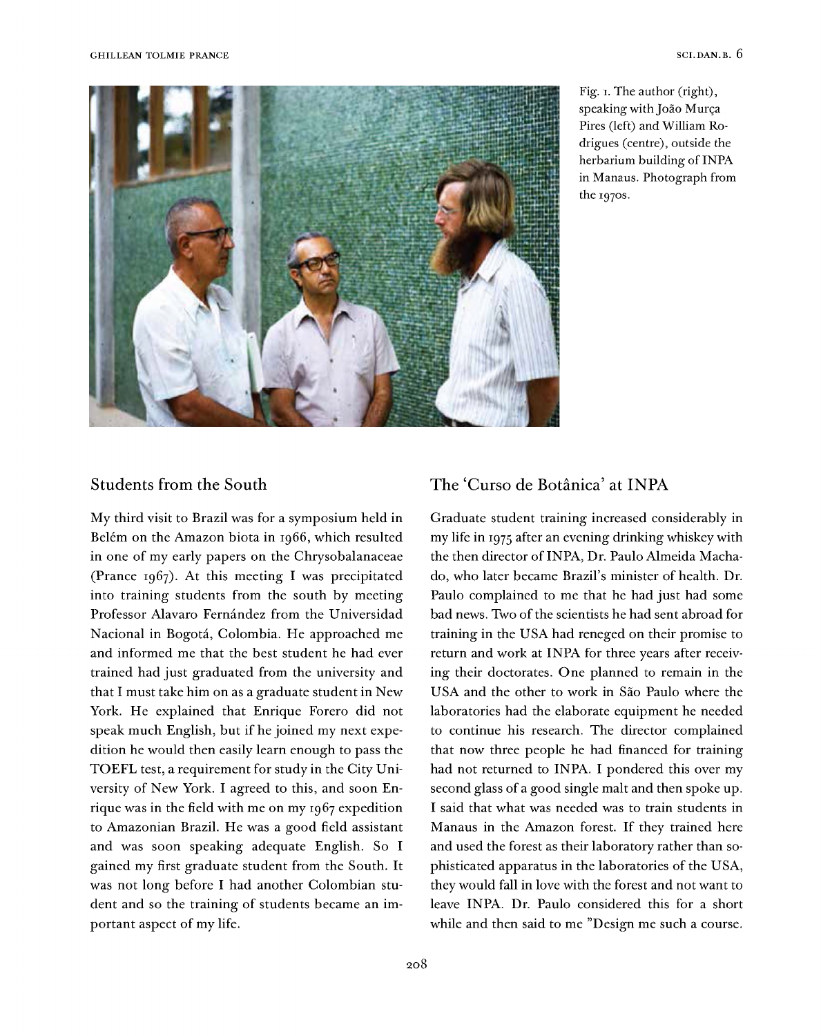Fig. 1. The author (right), speaking with João Murça Pires (left) and William Rodrigues (centre), outside the herbarium building of INPA in Manaus. Photograph from the 1970s.

## Students from the South

My third visit to Brazil was for a symposium held in Belém on the Amazon biota in 1966, which resulted in one of my early papers on the Chrysobalanaceae (Prance 1967). At this meeting I was precipitated into training students from the south by meeting Professor Alavaro Fernández from the Universidad Nacional in Bogotá, Colombia. He approached me and informed me that the best student he had ever trained had just graduated from the university and that I must take him on as a graduate student in New York. He explained that Enrique Forero did not speak much English, but if he joined my next expedition he would then easily learn enough to pass the TOEFL test, a requirement for study in the City University of New York. I agreed to this, and soon Enrique was in the field with me on my 1967 expedition to Amazonian Brazil. He was a good field assistant and was soon speaking adequate English. So I gained my first graduate student from the South. It was not long before I had another Colombian student and so the training of students became an important aspect of my life.

## The 'Curso de Botânica' at INPA

Graduate student training increased considerably in my life in 1975 after an evening drinking whiskey with the then director of INPA, Dr. Paulo Almeida Machado, who later became Brazil's minister of health. Dr. Paulo complained to me that he had just had some bad news. Two of the scientists he had sent abroad for training in the USA had reneged on their promise to return and work at INPA for three years after receiving their doctorates. One planned to remain in the USA and the other to work in São Paulo where the laboratories had the elaborate equipment he needed to continue his research. The director complained that now three people he had financed for training had not returned to INPA. I pondered this over my second glass of a good single malt and then spoke up. I said that what was needed was to train students in Manaus in the Amazon forest. If they trained here and used the forest as their laboratory rather than sophisticated apparatus in the laboratories of the USA, they would fall in love with the forest and not want to leave INPA. Dr. Paulo considered this for a short while and then said to me "Design me such a course.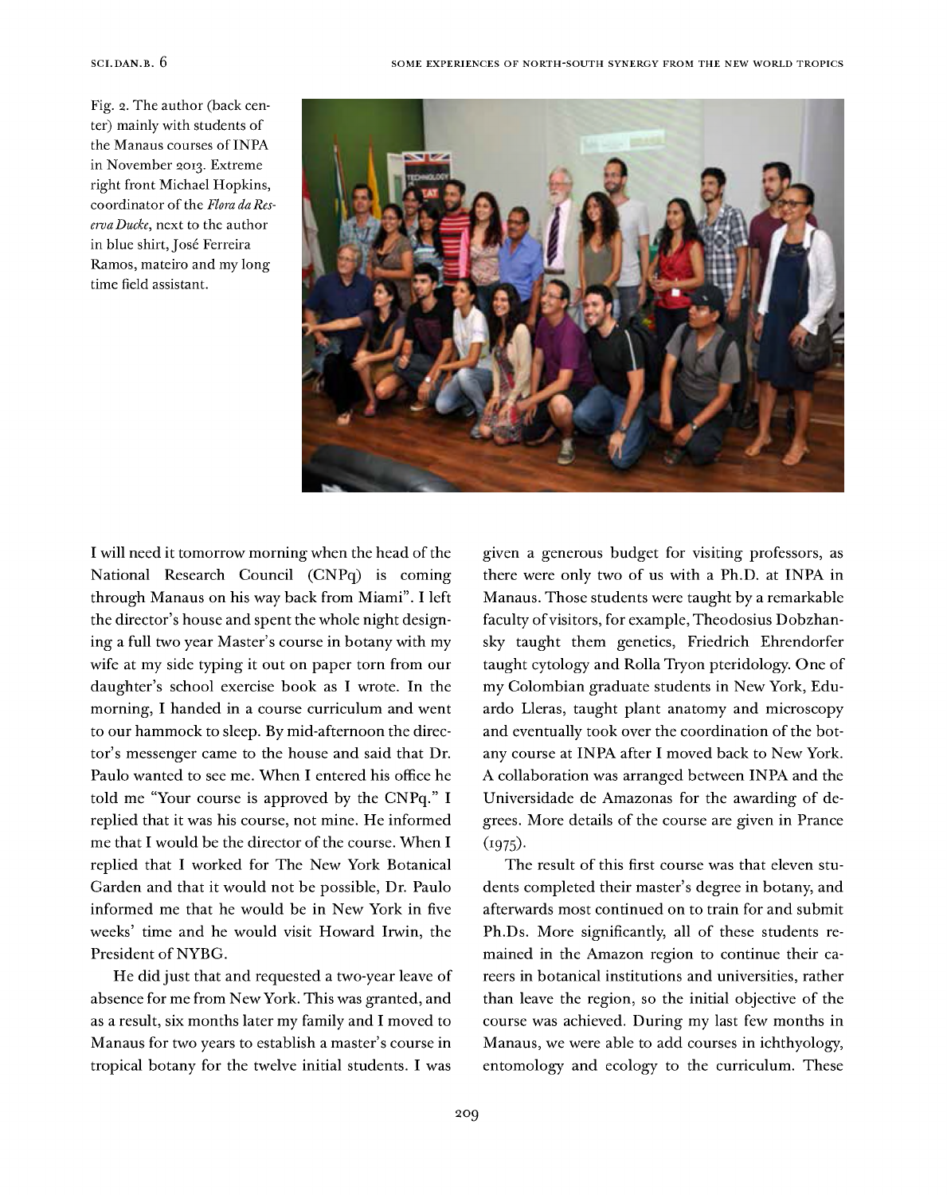Fig. 2. The author (back center) mainly with students of the Manaus courses of INPA in November 2013. Extreme right front Michael Hopkins, coordinator of the *Flora da Reserva Ducke*, next to the author in blue shirt, José Ferreira Ramos, mateiro and my long time field assistant.

I will need it tomorrow morning when the head of the National Research Council (CNPq) is coming through Manaus on his way back from Miami". I left the director's house and spent the whole night designing a full two year Master's course in botany with my wife at my side typing it out on paper torn from our daughter's school exercise book as I wrote. In the morning, I handed in a course curriculum and went to our hammock to sleep. By mid-afternoon the director's messenger came to the house and said that Dr. Paulo wanted to see me. When I entered his office he told me "Your course is approved by the CNPq." I replied that it was his course, not mine. He informed me that I would be the director of the course. When I replied that I worked for The New York Botanical Garden and that it would not be possible, Dr. Paulo informed me that he would be in New York in five weeks' time and he would visit Howard Irwin, the President of NYBG.

He did just that and requested a two-year leave of absence for me from New York. This was granted, and as a result, six months later my family and I moved to Manaus for two years to establish a master's course in tropical botany for the twelve initial students. I was given a generous budget for visiting professors, as there were only two of us with a Ph.D. at INPA in Manaus. Those students were taught by a remarkable faculty of visitors, for example, Theodosius Dobzhansky taught them genetics, Friedrich Ehrendorfer taught cytology and Rolla Tryon pteridology. One of my Colombian graduate students in New York, Eduardo Lleras, taught plant anatomy and microscopy and eventually took over the coordination of the botany course at INPA after I moved back to New York. A collaboration was arranged between INPA and the Universidade de Amazonas for the awarding of degrees. More details of the course are given in Prance (1975).

The result of this first course was that eleven students completed their master's degree in botany, and afterwards most continued on to train for and submit Ph.Ds. More significantly, all of these students remained in the Amazon region to continue their careers in botanical institutions and universities, rather than leave the region, so the initial objective of the course was achieved. During my last few months in Manaus, we were able to add courses in ichthyology, entomology and ecology to the curriculum. These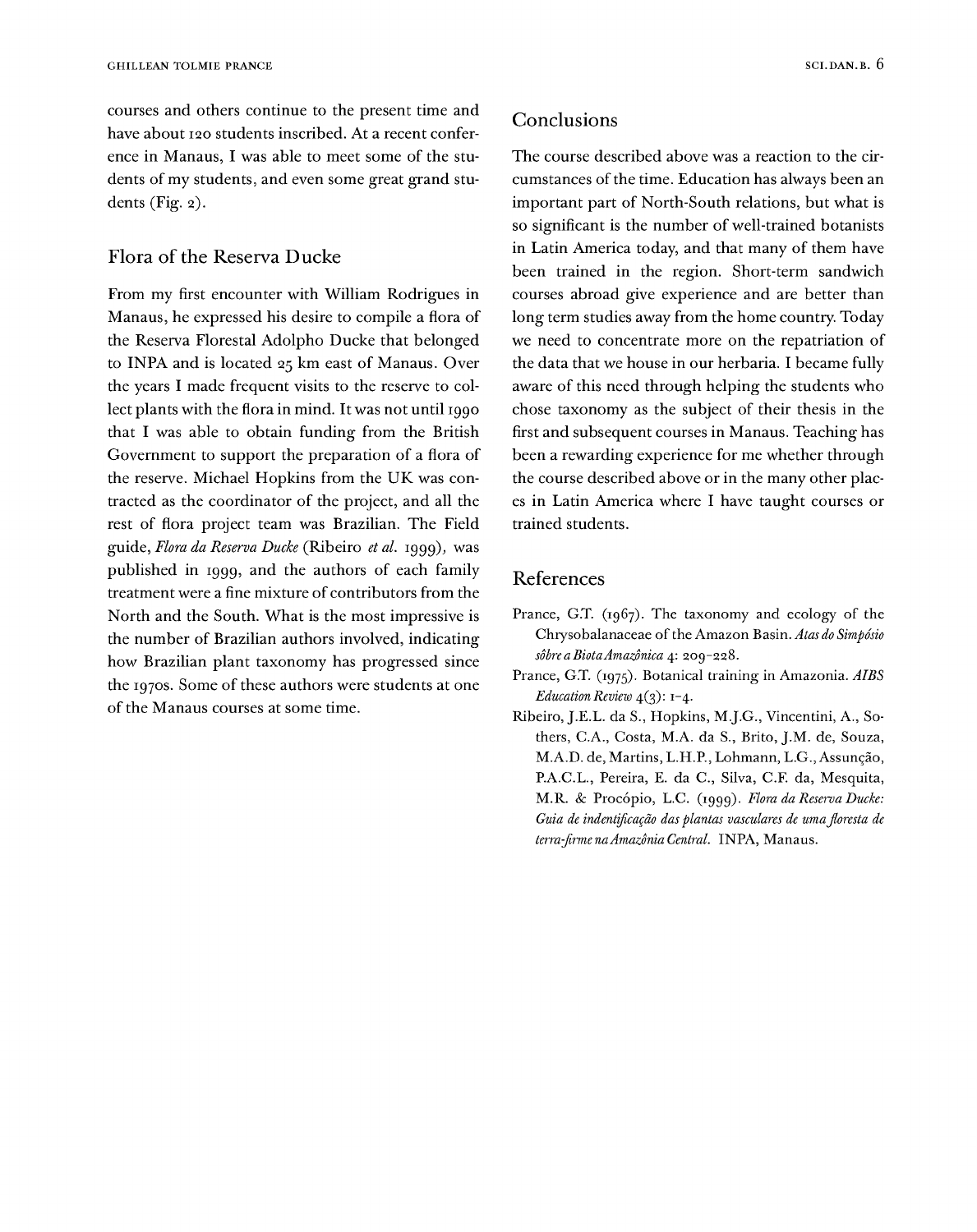courses and others continue to the present time and have about 120 students inscribed. At a recent conference in Manaus, I was able to meet some of the students of my students, and even some great grand students (Fig. 2).

## Flora of the Reserva Ducke

From my first encounter with William Rodrigues in Manaus, he expressed his desire to compile a flora of the Reserva Florestal Adolpho Ducke that belonged to INPA and is located 25 km east of Manaus. Over the years I made frequent visits to the reserve to collect plants with the flora in mind. It was not until 1990 that I was able to obtain funding from the British Government to support the preparation of a flora of the reserve. Michael Hopkins from the UK was contracted as the coordinator of the project, and all the rest of flora project team was Brazilian. The Field guide, *Flora da Reserva Ducke* (Ribeiro *et al.* 1999), was published in 1999, and the authors of each family treatment were a fine mixture of contributors from the North and the South. What is the most impressive is the number of Brazilian authors involved, indicating how Brazilian plant taxonomy has progressed since the 1970s. Some of these authors were students at one of the Manaus courses at some time.

## Conclusions

The course described above was a reaction to the circumstances of the time. Education has always been an important part of North-South relations, but what is so significant is the number of well-trained botanists in Latin America today, and that many of them have been trained in the region. Short-term sandwich courses abroad give experience and are better than long term studies away from the home country. Today we need to concentrate more on the repatriation of the data that we house in our herbaria. I became fully aware of this need through helping the students who chose taxonomy as the subject of their thesis in the first and subsequent courses in Manaus. Teaching has been a rewarding experience for me whether through the course described above or in the many other places in Latin America where I have taught courses or trained students.

## References

Prance, G.T. (1967). The taxonomy and ecology of the Chrysobalanaceae of the Amazon Basin. *Atas do Simpósio sôbre a Biota Amazônica* 4: 209–228.

Prance, G.T. (1975). Botanical training in Amazonia. *AIBS Education Review* 4(3): 1–4.

Ribeiro, J.E.L. da S., Hopkins, M.J.G., Vincentini, A., Sothers, C.A., Costa, M.A. da S., Brito, J.M. de, Souza, M.A.D. de, Martins, L.H.P., Lohmann, L.G., Assunção, P.A.C.L., Pereira, E. da C., Silva, C.F. da, Mesquita, M.R. & Procópio, L.C. (1999). *Flora da Reserva Ducke: Guia de indentificação das plantas vasculares de uma floresta de terra-firme na Amazônia Central.* INPA, Manaus.